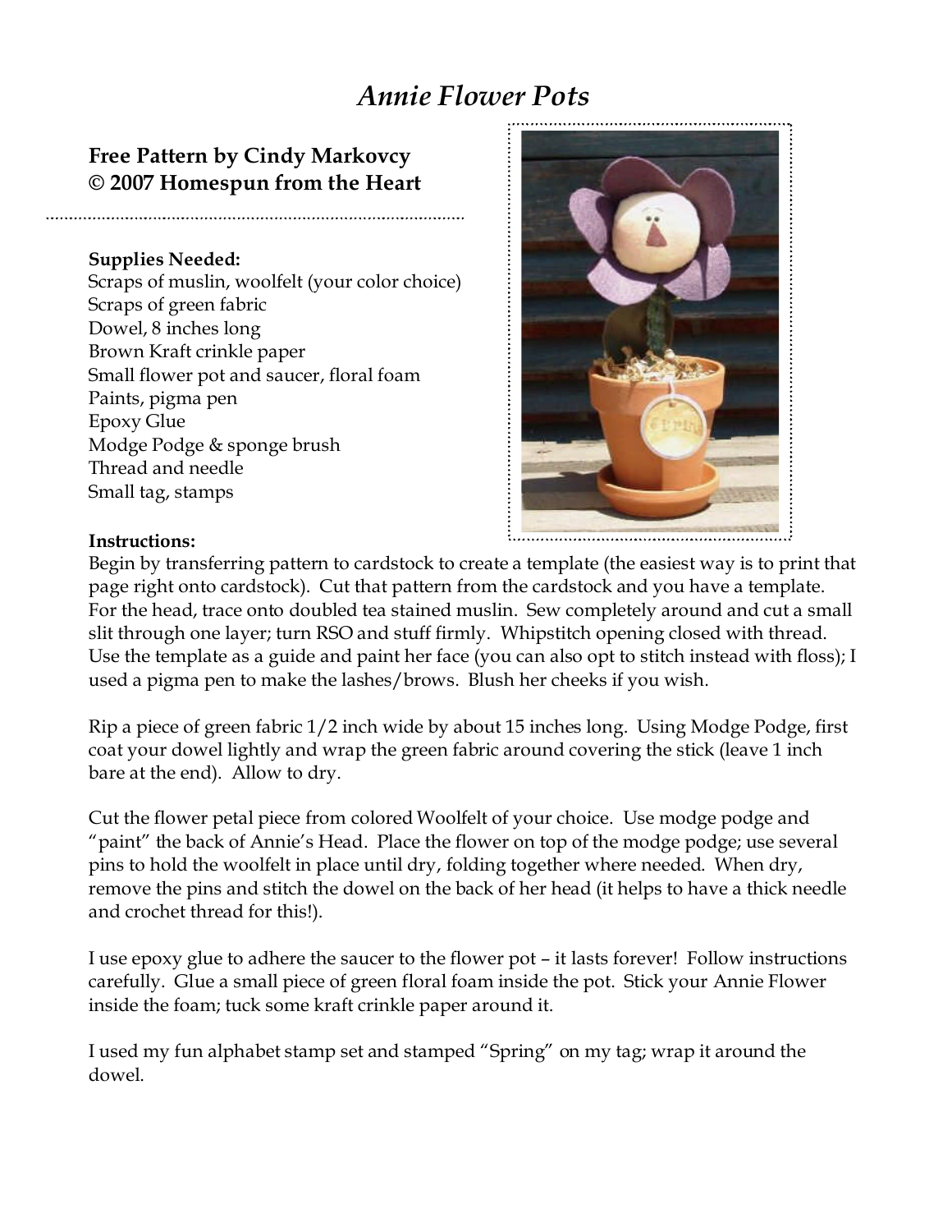# *Annie Flower Pots*

## Free Pattern by Cindy Markovcy
## © 2007 Homespun from the Heart

**Supplies Needed:**

Scraps of muslin, woolfelt (your color choice)
Scraps of green fabric
Dowel, 8 inches long
Brown Kraft crinkle paper
Small flower pot and saucer, floral foam
Paints, pigma pen
Epoxy Glue
Modge Podge & sponge brush
Thread and needle
Small tag, stamps

**Instructions:**

Begin by transferring pattern to cardstock to create a template (the easiest way is to print that page right onto cardstock). Cut that pattern from the cardstock and you have a template. For the head, trace onto doubled tea stained muslin. Sew completely around and cut a small slit through one layer; turn RSO and stuff firmly. Whipstitch opening closed with thread. Use the template as a guide and paint her face (you can also opt to stitch instead with floss); I used a pigma pen to make the lashes/brows. Blush her cheeks if you wish.

Rip a piece of green fabric 1/2 inch wide by about 15 inches long. Using Modge Podge, first coat your dowel lightly and wrap the green fabric around covering the stick (leave 1 inch bare at the end). Allow to dry.

Cut the flower petal piece from colored Woolfelt of your choice. Use modge podge and "paint" the back of Annie's Head. Place the flower on top of the modge podge; use several pins to hold the woolfelt in place until dry, folding together where needed. When dry, remove the pins and stitch the dowel on the back of her head (it helps to have a thick needle and crochet thread for this!).

I use epoxy glue to adhere the saucer to the flower pot – it lasts forever! Follow instructions carefully. Glue a small piece of green floral foam inside the pot. Stick your Annie Flower inside the foam; tuck some kraft crinkle paper around it.

I used my fun alphabet stamp set and stamped "Spring" on my tag; wrap it around the dowel.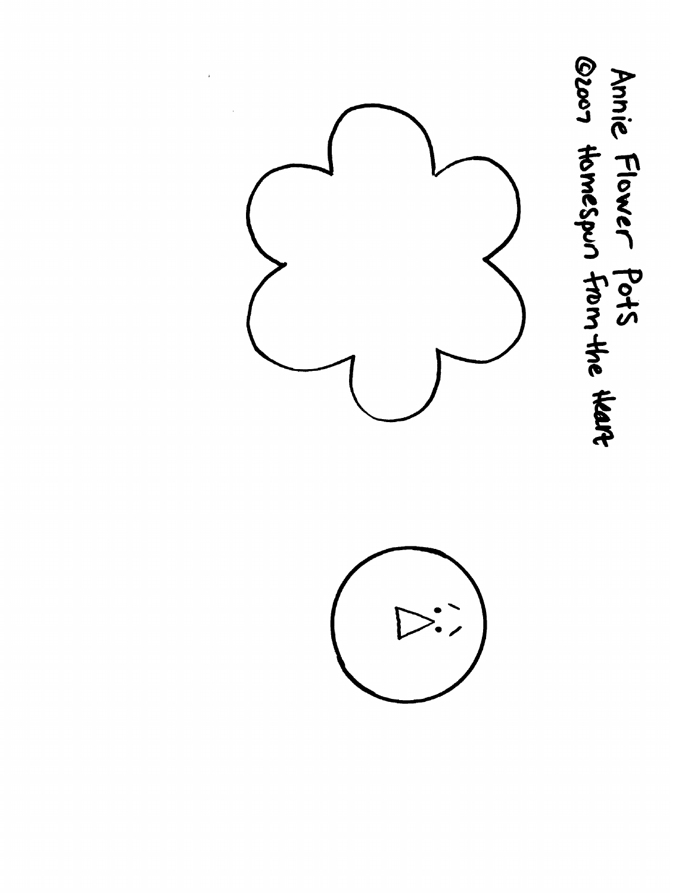Annie Flower Pots
©2007 Homespun from the Heart